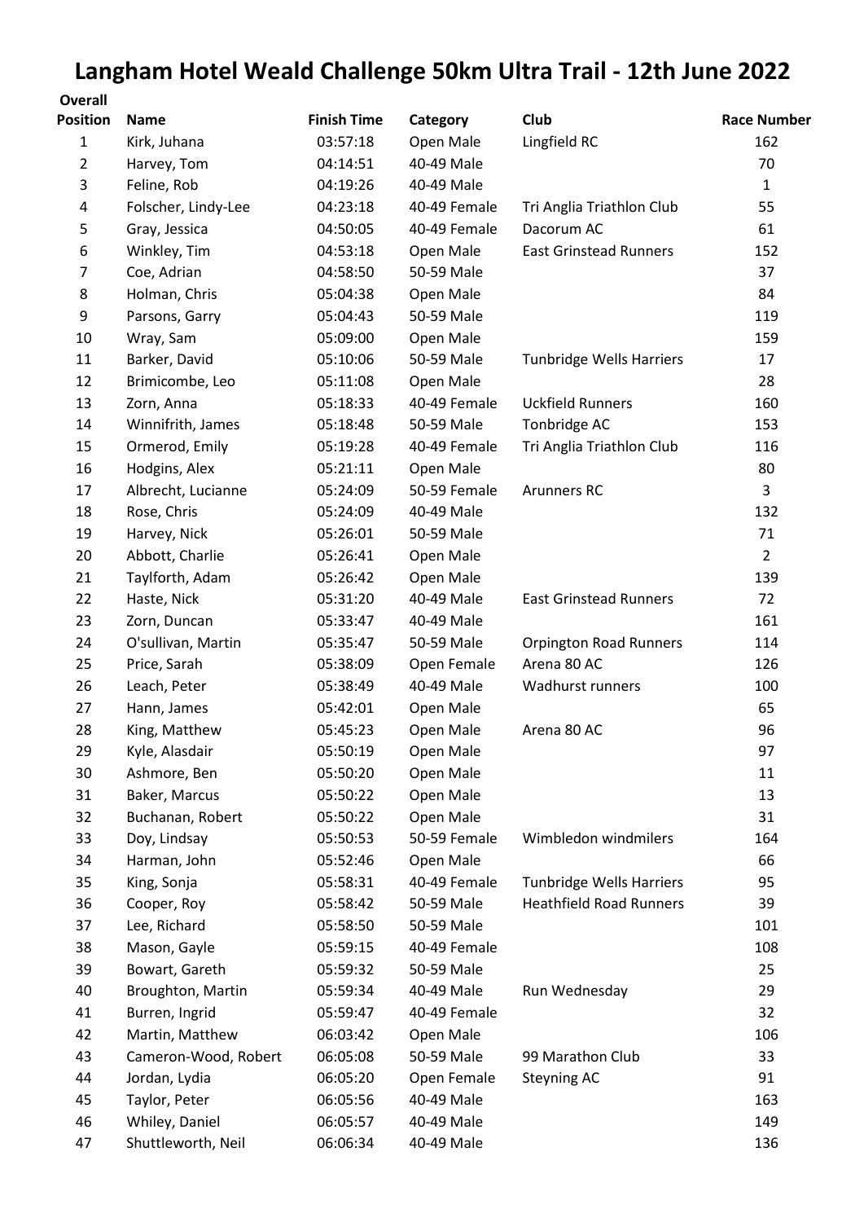# Langham Hotel Weald Challenge 50km Ultra Trail - 12th June 2022

| Overall Position | Name | Finish Time | Category | Club | Race Number |
|---|---|---|---|---|---|
| 1 | Kirk, Juhana | 03:57:18 | Open Male | Lingfield RC | 162 |
| 2 | Harvey, Tom | 04:14:51 | 40-49 Male | | 70 |
| 3 | Feline, Rob | 04:19:26 | 40-49 Male | | 1 |
| 4 | Folscher, Lindy-Lee | 04:23:18 | 40-49 Female | Tri Anglia Triathlon Club | 55 |
| 5 | Gray, Jessica | 04:50:05 | 40-49 Female | Dacorum AC | 61 |
| 6 | Winkley, Tim | 04:53:18 | Open Male | East Grinstead Runners | 152 |
| 7 | Coe, Adrian | 04:58:50 | 50-59 Male | | 37 |
| 8 | Holman, Chris | 05:04:38 | Open Male | | 84 |
| 9 | Parsons, Garry | 05:04:43 | 50-59 Male | | 119 |
| 10 | Wray, Sam | 05:09:00 | Open Male | | 159 |
| 11 | Barker, David | 05:10:06 | 50-59 Male | Tunbridge Wells Harriers | 17 |
| 12 | Brimicombe, Leo | 05:11:08 | Open Male | | 28 |
| 13 | Zorn, Anna | 05:18:33 | 40-49 Female | Uckfield Runners | 160 |
| 14 | Winnifrith, James | 05:18:48 | 50-59 Male | Tonbridge AC | 153 |
| 15 | Ormerod, Emily | 05:19:28 | 40-49 Female | Tri Anglia Triathlon Club | 116 |
| 16 | Hodgins, Alex | 05:21:11 | Open Male | | 80 |
| 17 | Albrecht, Lucianne | 05:24:09 | 50-59 Female | Arunners RC | 3 |
| 18 | Rose, Chris | 05:24:09 | 40-49 Male | | 132 |
| 19 | Harvey, Nick | 05:26:01 | 50-59 Male | | 71 |
| 20 | Abbott, Charlie | 05:26:41 | Open Male | | 2 |
| 21 | Taylforth, Adam | 05:26:42 | Open Male | | 139 |
| 22 | Haste, Nick | 05:31:20 | 40-49 Male | East Grinstead Runners | 72 |
| 23 | Zorn, Duncan | 05:33:47 | 40-49 Male | | 161 |
| 24 | O'sullivan, Martin | 05:35:47 | 50-59 Male | Orpington Road Runners | 114 |
| 25 | Price, Sarah | 05:38:09 | Open Female | Arena 80 AC | 126 |
| 26 | Leach, Peter | 05:38:49 | 40-49 Male | Wadhurst runners | 100 |
| 27 | Hann, James | 05:42:01 | Open Male | | 65 |
| 28 | King, Matthew | 05:45:23 | Open Male | Arena 80 AC | 96 |
| 29 | Kyle, Alasdair | 05:50:19 | Open Male | | 97 |
| 30 | Ashmore, Ben | 05:50:20 | Open Male | | 11 |
| 31 | Baker, Marcus | 05:50:22 | Open Male | | 13 |
| 32 | Buchanan, Robert | 05:50:22 | Open Male | | 31 |
| 33 | Doy, Lindsay | 05:50:53 | 50-59 Female | Wimbledon windmilers | 164 |
| 34 | Harman, John | 05:52:46 | Open Male | | 66 |
| 35 | King, Sonja | 05:58:31 | 40-49 Female | Tunbridge Wells Harriers | 95 |
| 36 | Cooper, Roy | 05:58:42 | 50-59 Male | Heathfield Road Runners | 39 |
| 37 | Lee, Richard | 05:58:50 | 50-59 Male | | 101 |
| 38 | Mason, Gayle | 05:59:15 | 40-49 Female | | 108 |
| 39 | Bowart, Gareth | 05:59:32 | 50-59 Male | | 25 |
| 40 | Broughton, Martin | 05:59:34 | 40-49 Male | Run Wednesday | 29 |
| 41 | Burren, Ingrid | 05:59:47 | 40-49 Female | | 32 |
| 42 | Martin, Matthew | 06:03:42 | Open Male | | 106 |
| 43 | Cameron-Wood, Robert | 06:05:08 | 50-59 Male | 99 Marathon Club | 33 |
| 44 | Jordan, Lydia | 06:05:20 | Open Female | Steyning AC | 91 |
| 45 | Taylor, Peter | 06:05:56 | 40-49 Male | | 163 |
| 46 | Whiley, Daniel | 06:05:57 | 40-49 Male | | 149 |
| 47 | Shuttleworth, Neil | 06:06:34 | 40-49 Male | | 136 |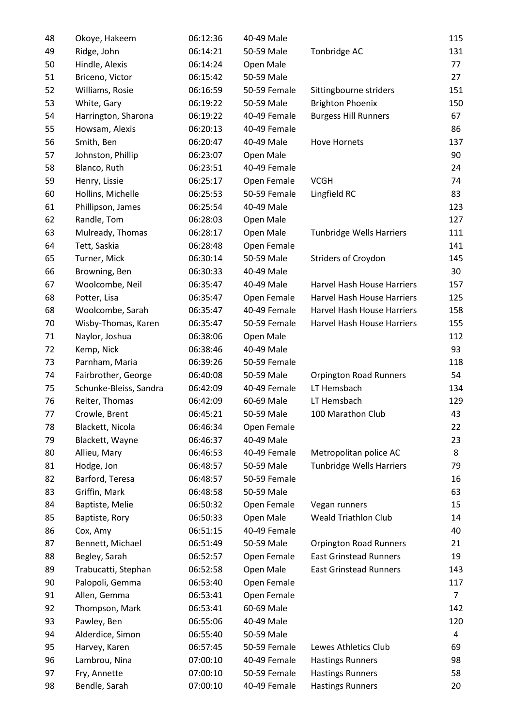| | | | | | |
|---|---|---|---|---|---|
| 48 | Okoye, Hakeem | 06:12:36 | 40-49 Male | | 115 |
| 49 | Ridge, John | 06:14:21 | 50-59 Male | Tonbridge AC | 131 |
| 50 | Hindle, Alexis | 06:14:24 | Open Male | | 77 |
| 51 | Briceno, Victor | 06:15:42 | 50-59 Male | | 27 |
| 52 | Williams, Rosie | 06:16:59 | 50-59 Female | Sittingbourne striders | 151 |
| 53 | White, Gary | 06:19:22 | 50-59 Male | Brighton Phoenix | 150 |
| 54 | Harrington, Sharona | 06:19:22 | 40-49 Female | Burgess Hill Runners | 67 |
| 55 | Howsam, Alexis | 06:20:13 | 40-49 Female | | 86 |
| 56 | Smith, Ben | 06:20:47 | 40-49 Male | Hove Hornets | 137 |
| 57 | Johnston, Phillip | 06:23:07 | Open Male | | 90 |
| 58 | Blanco, Ruth | 06:23:51 | 40-49 Female | | 24 |
| 59 | Henry, Lissie | 06:25:17 | Open Female | VCGH | 74 |
| 60 | Hollins, Michelle | 06:25:53 | 50-59 Female | Lingfield RC | 83 |
| 61 | Phillipson, James | 06:25:54 | 40-49 Male | | 123 |
| 62 | Randle, Tom | 06:28:03 | Open Male | | 127 |
| 63 | Mulready, Thomas | 06:28:17 | Open Male | Tunbridge Wells Harriers | 111 |
| 64 | Tett, Saskia | 06:28:48 | Open Female | | 141 |
| 65 | Turner, Mick | 06:30:14 | 50-59 Male | Striders of Croydon | 145 |
| 66 | Browning, Ben | 06:30:33 | 40-49 Male | | 30 |
| 67 | Woolcombe, Neil | 06:35:47 | 40-49 Male | Harvel Hash House Harriers | 157 |
| 68 | Potter, Lisa | 06:35:47 | Open Female | Harvel Hash House Harriers | 125 |
| 68 | Woolcombe, Sarah | 06:35:47 | 40-49 Female | Harvel Hash House Harriers | 158 |
| 70 | Wisby-Thomas, Karen | 06:35:47 | 50-59 Female | Harvel Hash House Harriers | 155 |
| 71 | Naylor, Joshua | 06:38:06 | Open Male | | 112 |
| 72 | Kemp, Nick | 06:38:46 | 40-49 Male | | 93 |
| 73 | Parnham, Maria | 06:39:26 | 50-59 Female | | 118 |
| 74 | Fairbrother, George | 06:40:08 | 50-59 Male | Orpington Road Runners | 54 |
| 75 | Schunke-Bleiss, Sandra | 06:42:09 | 40-49 Female | LT Hemsbach | 134 |
| 76 | Reiter, Thomas | 06:42:09 | 60-69 Male | LT Hemsbach | 129 |
| 77 | Crowle, Brent | 06:45:21 | 50-59 Male | 100 Marathon Club | 43 |
| 78 | Blackett, Nicola | 06:46:34 | Open Female | | 22 |
| 79 | Blackett, Wayne | 06:46:37 | 40-49 Male | | 23 |
| 80 | Allieu, Mary | 06:46:53 | 40-49 Female | Metropolitan police AC | 8 |
| 81 | Hodge, Jon | 06:48:57 | 50-59 Male | Tunbridge Wells Harriers | 79 |
| 82 | Barford, Teresa | 06:48:57 | 50-59 Female | | 16 |
| 83 | Griffin, Mark | 06:48:58 | 50-59 Male | | 63 |
| 84 | Baptiste, Melie | 06:50:32 | Open Female | Vegan runners | 15 |
| 85 | Baptiste, Rory | 06:50:33 | Open Male | Weald Triathlon Club | 14 |
| 86 | Cox, Amy | 06:51:15 | 40-49 Female | | 40 |
| 87 | Bennett, Michael | 06:51:49 | 50-59 Male | Orpington Road Runners | 21 |
| 88 | Begley, Sarah | 06:52:57 | Open Female | East Grinstead Runners | 19 |
| 89 | Trabucatti, Stephan | 06:52:58 | Open Male | East Grinstead Runners | 143 |
| 90 | Palopoli, Gemma | 06:53:40 | Open Female | | 117 |
| 91 | Allen, Gemma | 06:53:41 | Open Female | | 7 |
| 92 | Thompson, Mark | 06:53:41 | 60-69 Male | | 142 |
| 93 | Pawley, Ben | 06:55:06 | 40-49 Male | | 120 |
| 94 | Alderdice, Simon | 06:55:40 | 50-59 Male | | 4 |
| 95 | Harvey, Karen | 06:57:45 | 50-59 Female | Lewes Athletics Club | 69 |
| 96 | Lambrou, Nina | 07:00:10 | 40-49 Female | Hastings Runners | 98 |
| 97 | Fry, Annette | 07:00:10 | 50-59 Female | Hastings Runners | 58 |
| 98 | Bendle, Sarah | 07:00:10 | 40-49 Female | Hastings Runners | 20 |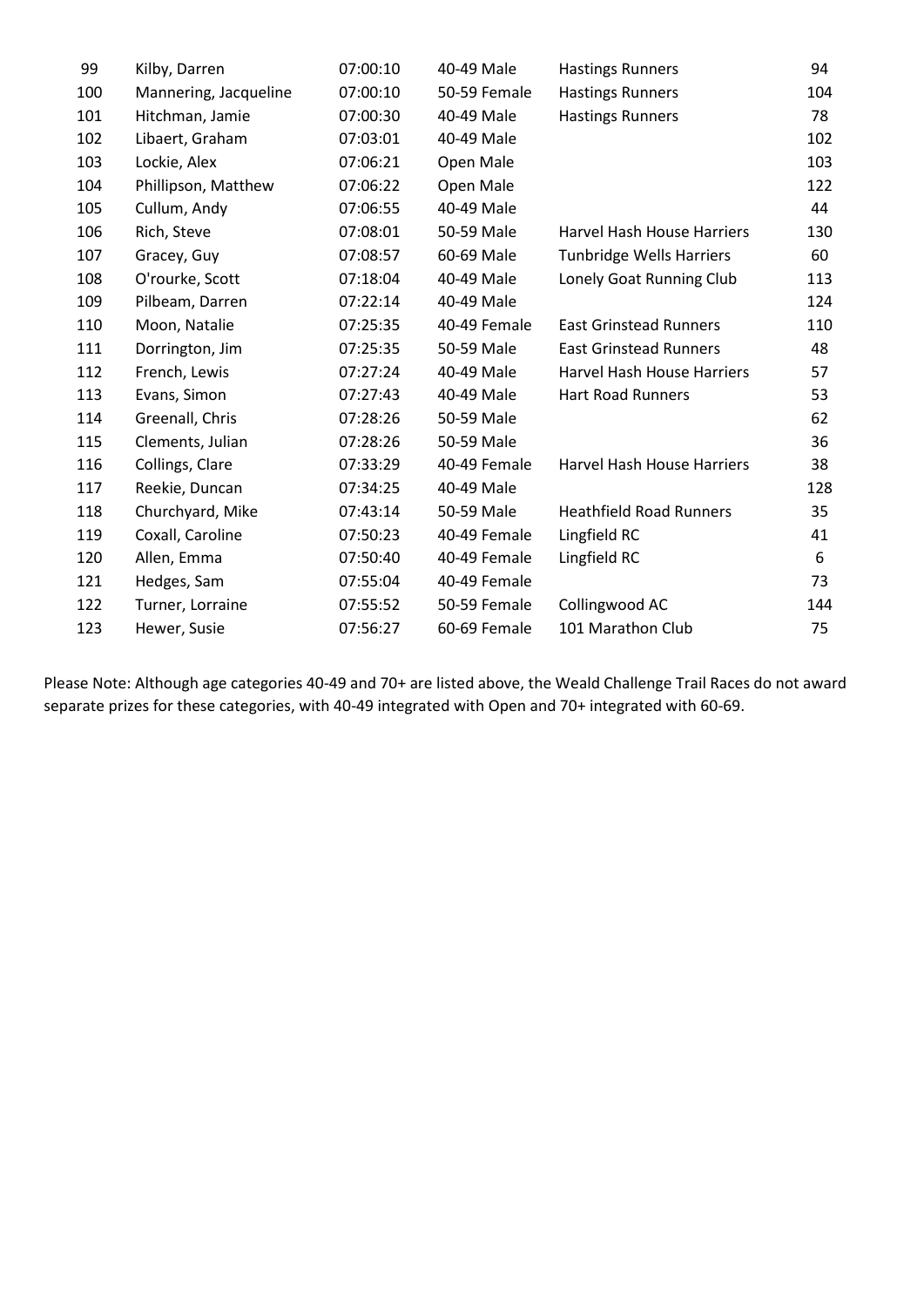| | | | | | |
|---|---|---|---|---|---|
| 99 | Kilby, Darren | 07:00:10 | 40-49 Male | Hastings Runners | 94 |
| 100 | Mannering, Jacqueline | 07:00:10 | 50-59 Female | Hastings Runners | 104 |
| 101 | Hitchman, Jamie | 07:00:30 | 40-49 Male | Hastings Runners | 78 |
| 102 | Libaert, Graham | 07:03:01 | 40-49 Male | | 102 |
| 103 | Lockie, Alex | 07:06:21 | Open Male | | 103 |
| 104 | Phillipson, Matthew | 07:06:22 | Open Male | | 122 |
| 105 | Cullum, Andy | 07:06:55 | 40-49 Male | | 44 |
| 106 | Rich, Steve | 07:08:01 | 50-59 Male | Harvel Hash House Harriers | 130 |
| 107 | Gracey, Guy | 07:08:57 | 60-69 Male | Tunbridge Wells Harriers | 60 |
| 108 | O'rourke, Scott | 07:18:04 | 40-49 Male | Lonely Goat Running Club | 113 |
| 109 | Pilbeam, Darren | 07:22:14 | 40-49 Male | | 124 |
| 110 | Moon, Natalie | 07:25:35 | 40-49 Female | East Grinstead Runners | 110 |
| 111 | Dorrington, Jim | 07:25:35 | 50-59 Male | East Grinstead Runners | 48 |
| 112 | French, Lewis | 07:27:24 | 40-49 Male | Harvel Hash House Harriers | 57 |
| 113 | Evans, Simon | 07:27:43 | 40-49 Male | Hart Road Runners | 53 |
| 114 | Greenall, Chris | 07:28:26 | 50-59 Male | | 62 |
| 115 | Clements, Julian | 07:28:26 | 50-59 Male | | 36 |
| 116 | Collings, Clare | 07:33:29 | 40-49 Female | Harvel Hash House Harriers | 38 |
| 117 | Reekie, Duncan | 07:34:25 | 40-49 Male | | 128 |
| 118 | Churchyard, Mike | 07:43:14 | 50-59 Male | Heathfield Road Runners | 35 |
| 119 | Coxall, Caroline | 07:50:23 | 40-49 Female | Lingfield RC | 41 |
| 120 | Allen, Emma | 07:50:40 | 40-49 Female | Lingfield RC | 6 |
| 121 | Hedges, Sam | 07:55:04 | 40-49 Female | | 73 |
| 122 | Turner, Lorraine | 07:55:52 | 50-59 Female | Collingwood AC | 144 |
| 123 | Hewer, Susie | 07:56:27 | 60-69 Female | 101 Marathon Club | 75 |

Please Note: Although age categories 40-49 and 70+ are listed above, the Weald Challenge Trail Races do not award separate prizes for these categories, with 40-49 integrated with Open and 70+ integrated with 60-69.